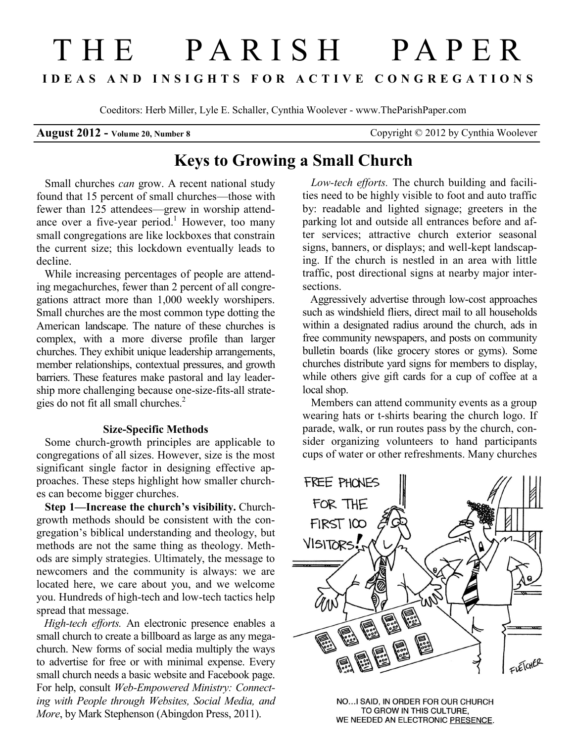# THE PARISH PAPER

**IDEAS AND INSIGHTS FOR ACTIVE CONGREGATIONS**

Coeditors: Herb Miller, Lyle E. Schaller, Cynthia Woolever - www.TheParishPaper.com

**August 2012 - Volume 20, Number 8** Copyright © 2012 by Cynthia Woolever

## Keys to Growing a Small Church

Small churches *can* grow. A recent national study found that 15 percent of small churches—those with fewer than 125 attendees—grew in worship attendance over a five-year period.[1] However, too many small congregations are like lockboxes that constrain the current size; this lockdown eventually leads to decline.

While increasing percentages of people are attending megachurches, fewer than 2 percent of all congregations attract more than 1,000 weekly worshipers. Small churches are the most common type dotting the American landscape. The nature of these churches is complex, with a more diverse profile than larger churches. They exhibit unique leadership arrangements, member relationships, contextual pressures, and growth barriers. These features make pastoral and lay leadership more challenging because one-size-fits-all strategies do not fit all small churches.[2]

### Size-Specific Methods

Some church-growth principles are applicable to congregations of all sizes. However, size is the most significant single factor in designing effective approaches. These steps highlight how smaller churches can become bigger churches.

**Step 1—Increase the church's visibility.** Church-growth methods should be consistent with the congregation's biblical understanding and theology, but methods are not the same thing as theology. Methods are simply strategies. Ultimately, the message to newcomers and the community is always: we are located here, we care about you, and we welcome you. Hundreds of high-tech and low-tech tactics help spread that message.

*High-tech efforts.* An electronic presence enables a small church to create a billboard as large as any megachurch. New forms of social media multiply the ways to advertise for free or with minimal expense. Every small church needs a basic website and Facebook page. For help, consult *Web-Empowered Ministry: Connecting with People through Websites, Social Media, and More*, by Mark Stephenson (Abingdon Press, 2011).

*Low-tech efforts.* The church building and facilities need to be highly visible to foot and auto traffic by: readable and lighted signage; greeters in the parking lot and outside all entrances before and after services; attractive church exterior seasonal signs, banners, or displays; and well-kept landscaping. If the church is nestled in an area with little traffic, post directional signs at nearby major intersections.

Aggressively advertise through low-cost approaches such as windshield fliers, direct mail to all households within a designated radius around the church, ads in free community newspapers, and posts on community bulletin boards (like grocery stores or gyms). Some churches distribute yard signs for members to display, while others give gift cards for a cup of coffee at a local shop.

Members can attend community events as a group wearing hats or t-shirts bearing the church logo. If parade, walk, or run routes pass by the church, consider organizing volunteers to hand participants cups of water or other refreshments. Many churches

NO...I SAID, IN ORDER FOR OUR CHURCH TO GROW IN THIS CULTURE, WE NEEDED AN ELECTRONIC PRESENCE.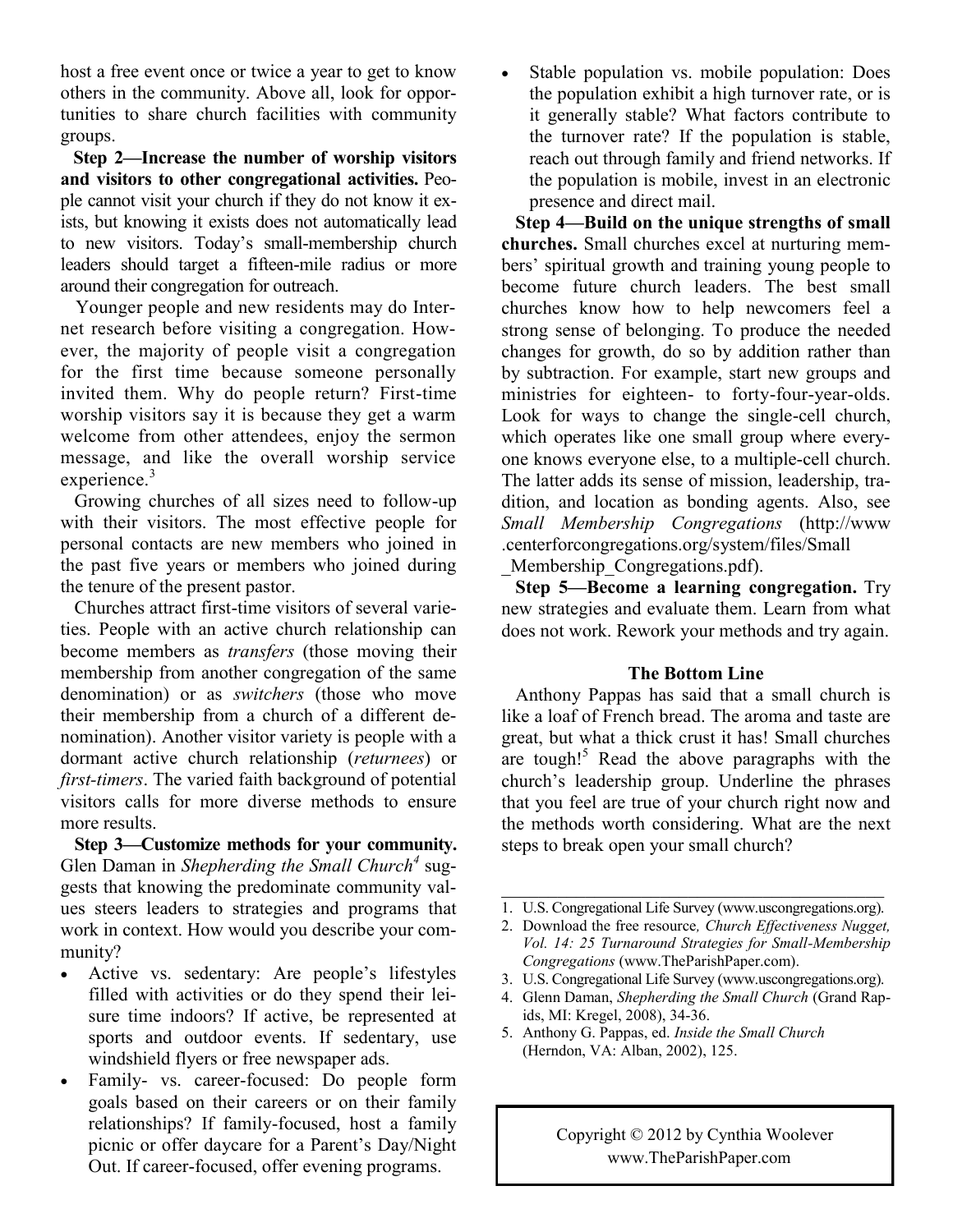host a free event once or twice a year to get to know others in the community. Above all, look for opportunities to share church facilities with community groups.

**Step 2—Increase the number of worship visitors and visitors to other congregational activities.** People cannot visit your church if they do not know it exists, but knowing it exists does not automatically lead to new visitors. Today's small-membership church leaders should target a fifteen-mile radius or more around their congregation for outreach.

Younger people and new residents may do Internet research before visiting a congregation. However, the majority of people visit a congregation for the first time because someone personally invited them. Why do people return? First-time worship visitors say it is because they get a warm welcome from other attendees, enjoy the sermon message, and like the overall worship service experience.[3]

Growing churches of all sizes need to follow-up with their visitors. The most effective people for personal contacts are new members who joined in the past five years or members who joined during the tenure of the present pastor.

Churches attract first-time visitors of several varieties. People with an active church relationship can become members as *transfers* (those moving their membership from another congregation of the same denomination) or as *switchers* (those who move their membership from a church of a different denomination). Another visitor variety is people with a dormant active church relationship (*returnees*) or *first-timers*. The varied faith background of potential visitors calls for more diverse methods to ensure more results.

**Step 3—Customize methods for your community.** Glen Daman in *Shepherding the Small Church*[4] suggests that knowing the predominate community values steers leaders to strategies and programs that work in context. How would you describe your community?

- Active vs. sedentary: Are people's lifestyles filled with activities or do they spend their leisure time indoors? If active, be represented at sports and outdoor events. If sedentary, use windshield flyers or free newspaper ads.
- Family- vs. career-focused: Do people form goals based on their careers or on their family relationships? If family-focused, host a family picnic or offer daycare for a Parent's Day/Night Out. If career-focused, offer evening programs.
- Stable population vs. mobile population: Does the population exhibit a high turnover rate, or is it generally stable? What factors contribute to the turnover rate? If the population is stable, reach out through family and friend networks. If the population is mobile, invest in an electronic presence and direct mail.

**Step 4—Build on the unique strengths of small churches.** Small churches excel at nurturing members' spiritual growth and training young people to become future church leaders. The best small churches know how to help newcomers feel a strong sense of belonging. To produce the needed changes for growth, do so by addition rather than by subtraction. For example, start new groups and ministries for eighteen- to forty-four-year-olds. Look for ways to change the single-cell church, which operates like one small group where everyone knows everyone else, to a multiple-cell church. The latter adds its sense of mission, leadership, tradition, and location as bonding agents. Also, see *Small Membership Congregations* (http://www.centerforcongregations.org/system/files/Small_Membership_Congregations.pdf).

**Step 5—Become a learning congregation.** Try new strategies and evaluate them. Learn from what does not work. Rework your methods and try again.

## The Bottom Line

Anthony Pappas has said that a small church is like a loaf of French bread. The aroma and taste are great, but what a thick crust it has! Small churches are tough![5] Read the above paragraphs with the church's leadership group. Underline the phrases that you feel are true of your church right now and the methods worth considering. What are the next steps to break open your small church?

---

1. U.S. Congregational Life Survey (www.uscongregations.org).
2. Download the free resource, *Church Effectiveness Nugget, Vol. 14: 25 Turnaround Strategies for Small-Membership Congregations* (www.TheParishPaper.com).
3. U.S. Congregational Life Survey (www.uscongregations.org).
4. Glenn Daman, *Shepherding the Small Church* (Grand Rapids, MI: Kregel, 2008), 34-36.
5. Anthony G. Pappas, ed. *Inside the Small Church* (Herndon, VA: Alban, 2002), 125.

Copyright © 2012 by Cynthia Woolever
www.TheParishPaper.com